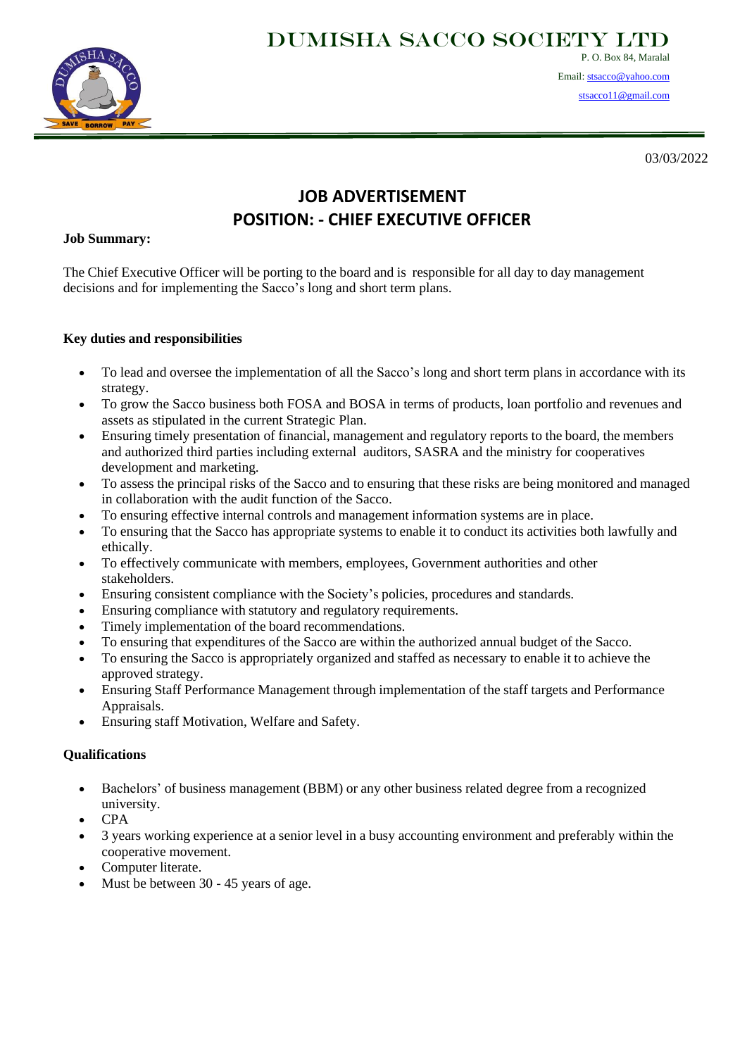# DUMISHA SACCO SOCIETY LTD

P. O. Box 84, Maralal

Email: stsacco@yahoo.com

stsacco11@gmail.com

03/03/2022

## JOB ADVERTISEMENT
## POSITION: - CHIEF EXECUTIVE OFFICER

**Job Summary:**

The Chief Executive Officer will be porting to the board and is responsible for all day to day management decisions and for implementing the Sacco's long and short term plans.

**Key duties and responsibilities**

- To lead and oversee the implementation of all the Sacco's long and short term plans in accordance with its strategy.
- To grow the Sacco business both FOSA and BOSA in terms of products, loan portfolio and revenues and assets as stipulated in the current Strategic Plan.
- Ensuring timely presentation of financial, management and regulatory reports to the board, the members and authorized third parties including external auditors, SASRA and the ministry for cooperatives development and marketing.
- To assess the principal risks of the Sacco and to ensuring that these risks are being monitored and managed in collaboration with the audit function of the Sacco.
- To ensuring effective internal controls and management information systems are in place.
- To ensuring that the Sacco has appropriate systems to enable it to conduct its activities both lawfully and ethically.
- To effectively communicate with members, employees, Government authorities and other stakeholders.
- Ensuring consistent compliance with the Society's policies, procedures and standards.
- Ensuring compliance with statutory and regulatory requirements.
- Timely implementation of the board recommendations.
- To ensuring that expenditures of the Sacco are within the authorized annual budget of the Sacco.
- To ensuring the Sacco is appropriately organized and staffed as necessary to enable it to achieve the approved strategy.
- Ensuring Staff Performance Management through implementation of the staff targets and Performance Appraisals.
- Ensuring staff Motivation, Welfare and Safety.

**Qualifications**

- Bachelors' of business management (BBM) or any other business related degree from a recognized university.
- CPA
- 3 years working experience at a senior level in a busy accounting environment and preferably within the cooperative movement.
- Computer literate.
- Must be between 30 - 45 years of age.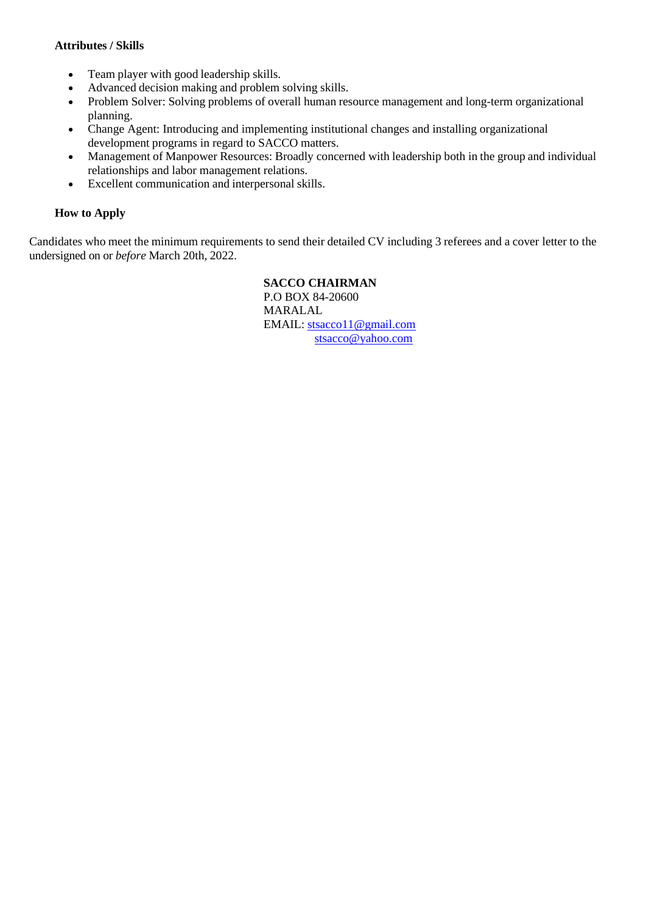**Attributes / Skills**

- Team player with good leadership skills.
- Advanced decision making and problem solving skills.
- Problem Solver: Solving problems of overall human resource management and long-term organizational planning.
- Change Agent: Introducing and implementing institutional changes and installing organizational development programs in regard to SACCO matters.
- Management of Manpower Resources: Broadly concerned with leadership both in the group and individual relationships and labor management relations.
- Excellent communication and interpersonal skills.

**How to Apply**

Candidates who meet the minimum requirements to send their detailed CV including 3 referees and a cover letter to the undersigned on or *before* March 20th, 2022.

**SACCO CHAIRMAN**
P.O BOX 84-20600
MARALAL
EMAIL: stsacco11@gmail.com
stsacco@yahoo.com